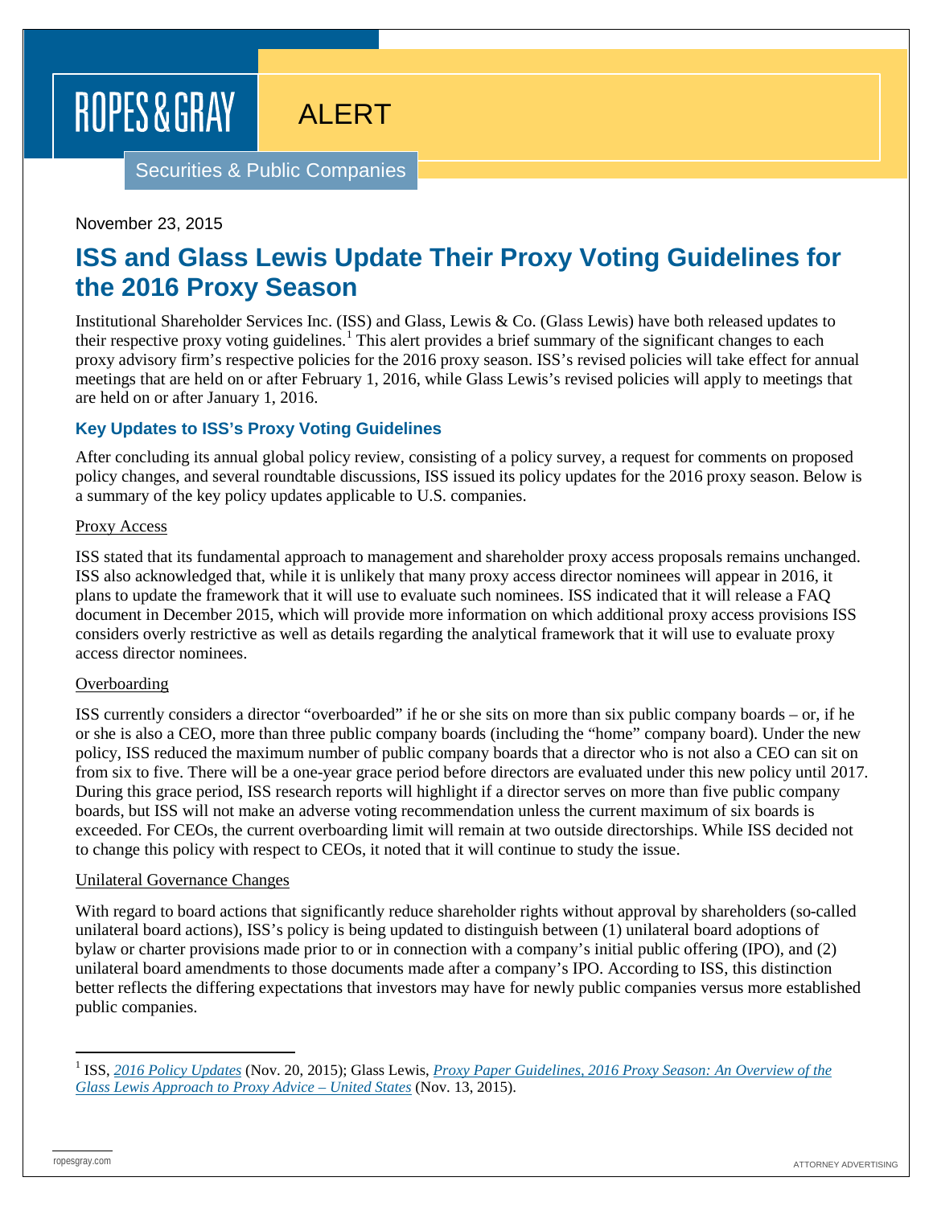ROPES & GRAY ALERT

Securities & Public Companies

November 23, 2015

# ISS and Glass Lewis Update Their Proxy Voting Guidelines for the 2016 Proxy Season

Institutional Shareholder Services Inc. (ISS) and Glass, Lewis & Co. (Glass Lewis) have both released updates to their respective proxy voting guidelines.[1] This alert provides a brief summary of the significant changes to each proxy advisory firm's respective policies for the 2016 proxy season. ISS's revised policies will take effect for annual meetings that are held on or after February 1, 2016, while Glass Lewis's revised policies will apply to meetings that are held on or after January 1, 2016.

## Key Updates to ISS's Proxy Voting Guidelines

After concluding its annual global policy review, consisting of a policy survey, a request for comments on proposed policy changes, and several roundtable discussions, ISS issued its policy updates for the 2016 proxy season. Below is a summary of the key policy updates applicable to U.S. companies.

### Proxy Access

ISS stated that its fundamental approach to management and shareholder proxy access proposals remains unchanged. ISS also acknowledged that, while it is unlikely that many proxy access director nominees will appear in 2016, it plans to update the framework that it will use to evaluate such nominees. ISS indicated that it will release a FAQ document in December 2015, which will provide more information on which additional proxy access provisions ISS considers overly restrictive as well as details regarding the analytical framework that it will use to evaluate proxy access director nominees.

### Overboarding

ISS currently considers a director "overboarded" if he or she sits on more than six public company boards – or, if he or she is also a CEO, more than three public company boards (including the "home" company board). Under the new policy, ISS reduced the maximum number of public company boards that a director who is not also a CEO can sit on from six to five. There will be a one-year grace period before directors are evaluated under this new policy until 2017. During this grace period, ISS research reports will highlight if a director serves on more than five public company boards, but ISS will not make an adverse voting recommendation unless the current maximum of six boards is exceeded. For CEOs, the current overboarding limit will remain at two outside directorships. While ISS decided not to change this policy with respect to CEOs, it noted that it will continue to study the issue.

### Unilateral Governance Changes

With regard to board actions that significantly reduce shareholder rights without approval by shareholders (so-called unilateral board actions), ISS's policy is being updated to distinguish between (1) unilateral board adoptions of bylaw or charter provisions made prior to or in connection with a company's initial public offering (IPO), and (2) unilateral board amendments to those documents made after a company's IPO. According to ISS, this distinction better reflects the differing expectations that investors may have for newly public companies versus more established public companies.

---

[1] ISS, *2016 Policy Updates* (Nov. 20, 2015); Glass Lewis, *Proxy Paper Guidelines, 2016 Proxy Season: An Overview of the Glass Lewis Approach to Proxy Advice – United States* (Nov. 13, 2015).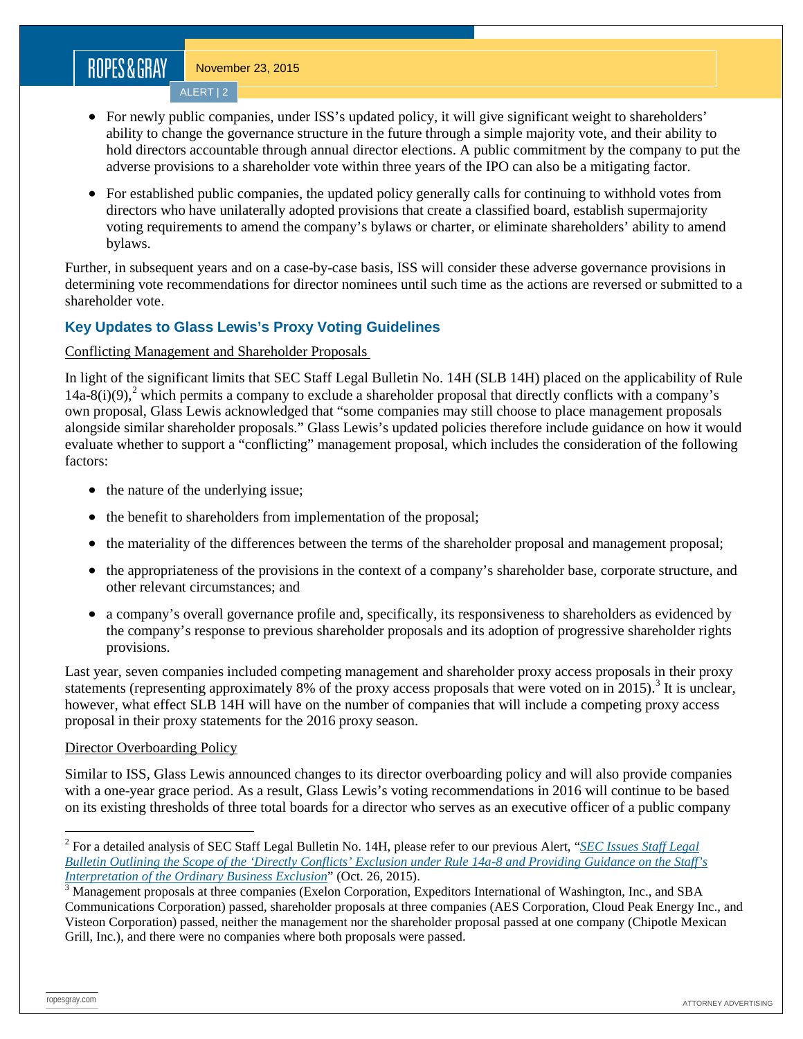- For newly public companies, under ISS's updated policy, it will give significant weight to shareholders' ability to change the governance structure in the future through a simple majority vote, and their ability to hold directors accountable through annual director elections. A public commitment by the company to put the adverse provisions to a shareholder vote within three years of the IPO can also be a mitigating factor.
- For established public companies, the updated policy generally calls for continuing to withhold votes from directors who have unilaterally adopted provisions that create a classified board, establish supermajority voting requirements to amend the company's bylaws or charter, or eliminate shareholders' ability to amend bylaws.

Further, in subsequent years and on a case-by-case basis, ISS will consider these adverse governance provisions in determining vote recommendations for director nominees until such time as the actions are reversed or submitted to a shareholder vote.

## Key Updates to Glass Lewis's Proxy Voting Guidelines

Conflicting Management and Shareholder Proposals

In light of the significant limits that SEC Staff Legal Bulletin No. 14H (SLB 14H) placed on the applicability of Rule 14a-8(i)(9),[2] which permits a company to exclude a shareholder proposal that directly conflicts with a company's own proposal, Glass Lewis acknowledged that "some companies may still choose to place management proposals alongside similar shareholder proposals." Glass Lewis's updated policies therefore include guidance on how it would evaluate whether to support a "conflicting" management proposal, which includes the consideration of the following factors:

- the nature of the underlying issue;
- the benefit to shareholders from implementation of the proposal;
- the materiality of the differences between the terms of the shareholder proposal and management proposal;
- the appropriateness of the provisions in the context of a company's shareholder base, corporate structure, and other relevant circumstances; and
- a company's overall governance profile and, specifically, its responsiveness to shareholders as evidenced by the company's response to previous shareholder proposals and its adoption of progressive shareholder rights provisions.

Last year, seven companies included competing management and shareholder proxy access proposals in their proxy statements (representing approximately 8% of the proxy access proposals that were voted on in 2015).[3] It is unclear, however, what effect SLB 14H will have on the number of companies that will include a competing proxy access proposal in their proxy statements for the 2016 proxy season.

Director Overboarding Policy

Similar to ISS, Glass Lewis announced changes to its director overboarding policy and will also provide companies with a one-year grace period. As a result, Glass Lewis's voting recommendations in 2016 will continue to be based on its existing thresholds of three total boards for a director who serves as an executive officer of a public company

---

[2] For a detailed analysis of SEC Staff Legal Bulletin No. 14H, please refer to our previous Alert, "*SEC Issues Staff Legal Bulletin Outlining the Scope of the 'Directly Conflicts' Exclusion under Rule 14a-8 and Providing Guidance on the Staff's Interpretation of the Ordinary Business Exclusion*" (Oct. 26, 2015).

[3] Management proposals at three companies (Exelon Corporation, Expeditors International of Washington, Inc., and SBA Communications Corporation) passed, shareholder proposals at three companies (AES Corporation, Cloud Peak Energy Inc., and Visteon Corporation) passed, neither the management nor the shareholder proposal passed at one company (Chipotle Mexican Grill, Inc.), and there were no companies where both proposals were passed.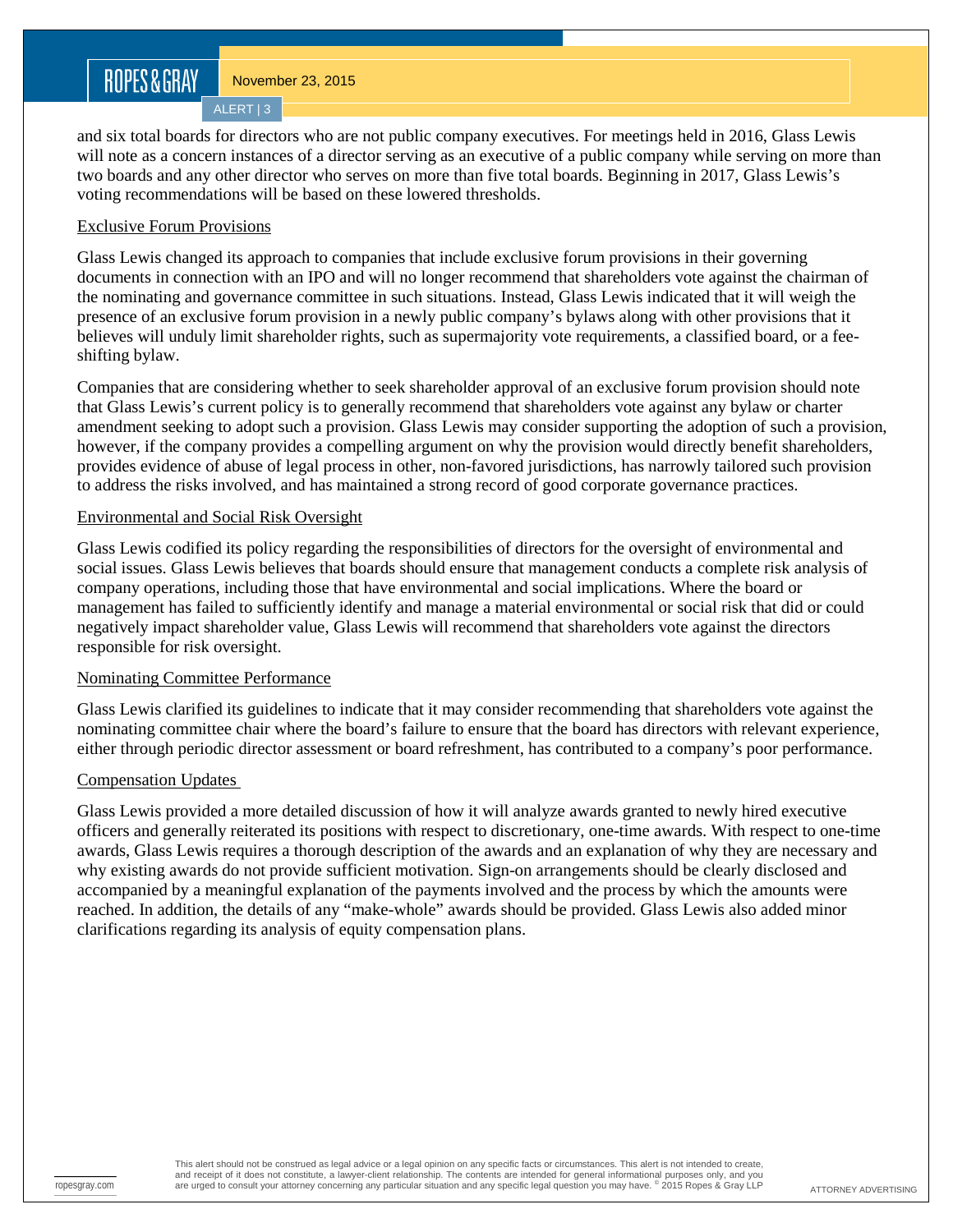and six total boards for directors who are not public company executives. For meetings held in 2016, Glass Lewis will note as a concern instances of a director serving as an executive of a public company while serving on more than two boards and any other director who serves on more than five total boards. Beginning in 2017, Glass Lewis's voting recommendations will be based on these lowered thresholds.

Exclusive Forum Provisions

Glass Lewis changed its approach to companies that include exclusive forum provisions in their governing documents in connection with an IPO and will no longer recommend that shareholders vote against the chairman of the nominating and governance committee in such situations. Instead, Glass Lewis indicated that it will weigh the presence of an exclusive forum provision in a newly public company's bylaws along with other provisions that it believes will unduly limit shareholder rights, such as supermajority vote requirements, a classified board, or a fee-shifting bylaw.

Companies that are considering whether to seek shareholder approval of an exclusive forum provision should note that Glass Lewis's current policy is to generally recommend that shareholders vote against any bylaw or charter amendment seeking to adopt such a provision. Glass Lewis may consider supporting the adoption of such a provision, however, if the company provides a compelling argument on why the provision would directly benefit shareholders, provides evidence of abuse of legal process in other, non-favored jurisdictions, has narrowly tailored such provision to address the risks involved, and has maintained a strong record of good corporate governance practices.

Environmental and Social Risk Oversight

Glass Lewis codified its policy regarding the responsibilities of directors for the oversight of environmental and social issues. Glass Lewis believes that boards should ensure that management conducts a complete risk analysis of company operations, including those that have environmental and social implications. Where the board or management has failed to sufficiently identify and manage a material environmental or social risk that did or could negatively impact shareholder value, Glass Lewis will recommend that shareholders vote against the directors responsible for risk oversight.

Nominating Committee Performance

Glass Lewis clarified its guidelines to indicate that it may consider recommending that shareholders vote against the nominating committee chair where the board's failure to ensure that the board has directors with relevant experience, either through periodic director assessment or board refreshment, has contributed to a company's poor performance.

Compensation Updates

Glass Lewis provided a more detailed discussion of how it will analyze awards granted to newly hired executive officers and generally reiterated its positions with respect to discretionary, one-time awards. With respect to one-time awards, Glass Lewis requires a thorough description of the awards and an explanation of why they are necessary and why existing awards do not provide sufficient motivation. Sign-on arrangements should be clearly disclosed and accompanied by a meaningful explanation of the payments involved and the process by which the amounts were reached. In addition, the details of any "make-whole" awards should be provided. Glass Lewis also added minor clarifications regarding its analysis of equity compensation plans.

This alert should not be construed as legal advice or a legal opinion on any specific facts or circumstances. This alert is not intended to create, and receipt of it does not constitute, a lawyer-client relationship. The contents are intended for general informational purposes only, and you are urged to consult your attorney concerning any particular situation and any specific legal question you may have. © 2015 Ropes & Gray LLP

ATTORNEY ADVERTISING